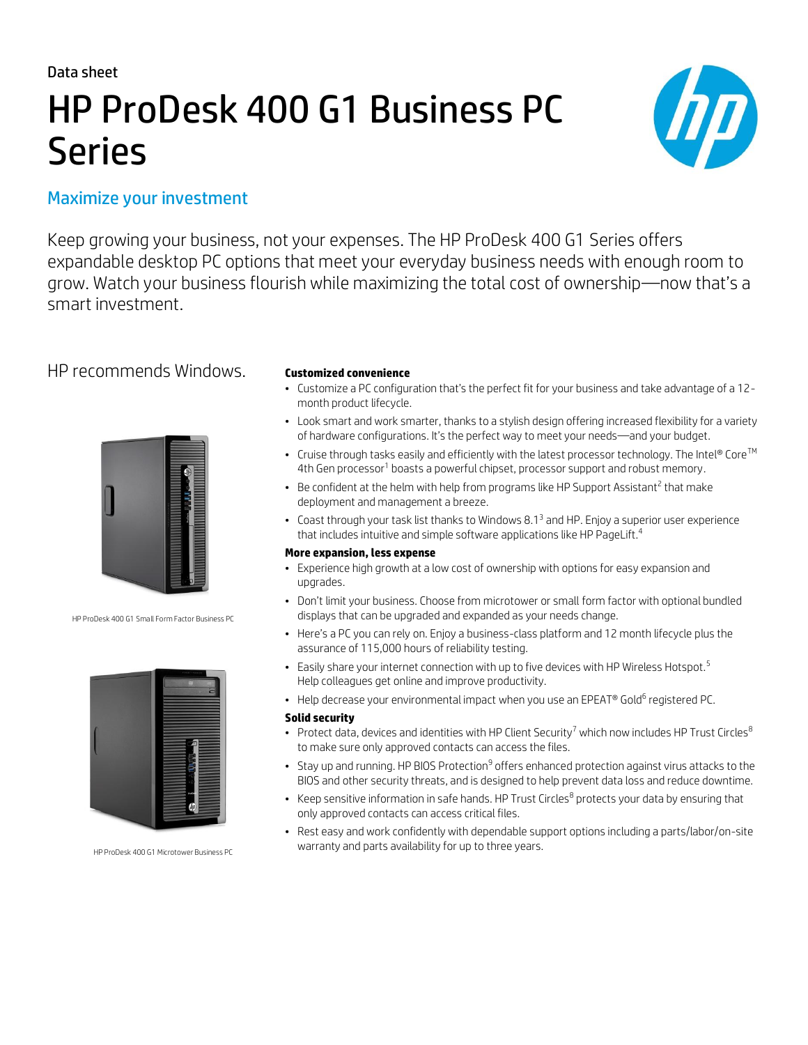Data sheet

# HP ProDesk 400 G1 Business PC Series

## Maximize your investment

Keep growing your business, not your expenses. The HP ProDesk 400 G1 Series offers expandable desktop PC options that meet your everyday business needs with enough room to grow. Watch your business flourish while maximizing the total cost of ownership—now that's a smart investment.

HP recommends Windows.

HP ProDesk 400 G1 Small Form Factor Business PC

HP ProDesk 400 G1 Microtower Business PC

**Customized convenience**

- Customize a PC configuration that's the perfect fit for your business and take advantage of a 12-month product lifecycle.
- Look smart and work smarter, thanks to a stylish design offering increased flexibility for a variety of hardware configurations. It's the perfect way to meet your needs—and your budget.
- Cruise through tasks easily and efficiently with the latest processor technology. The Intel® Core™ 4th Gen processor[1] boasts a powerful chipset, processor support and robust memory.
- Be confident at the helm with help from programs like HP Support Assistant[2] that make deployment and management a breeze.
- Coast through your task list thanks to Windows 8.1[3] and HP. Enjoy a superior user experience that includes intuitive and simple software applications like HP PageLift.[4]

**More expansion, less expense**

- Experience high growth at a low cost of ownership with options for easy expansion and upgrades.
- Don't limit your business. Choose from microtower or small form factor with optional bundled displays that can be upgraded and expanded as your needs change.
- Here's a PC you can rely on. Enjoy a business-class platform and 12 month lifecycle plus the assurance of 115,000 hours of reliability testing.
- Easily share your internet connection with up to five devices with HP Wireless Hotspot.[5] Help colleagues get online and improve productivity.
- Help decrease your environmental impact when you use an EPEAT® Gold[6] registered PC.

**Solid security**

- Protect data, devices and identities with HP Client Security[7] which now includes HP Trust Circles[8] to make sure only approved contacts can access the files.
- Stay up and running. HP BIOS Protection[9] offers enhanced protection against virus attacks to the BIOS and other security threats, and is designed to help prevent data loss and reduce downtime.
- Keep sensitive information in safe hands. HP Trust Circles[8] protects your data by ensuring that only approved contacts can access critical files.
- Rest easy and work confidently with dependable support options including a parts/labor/on-site warranty and parts availability for up to three years.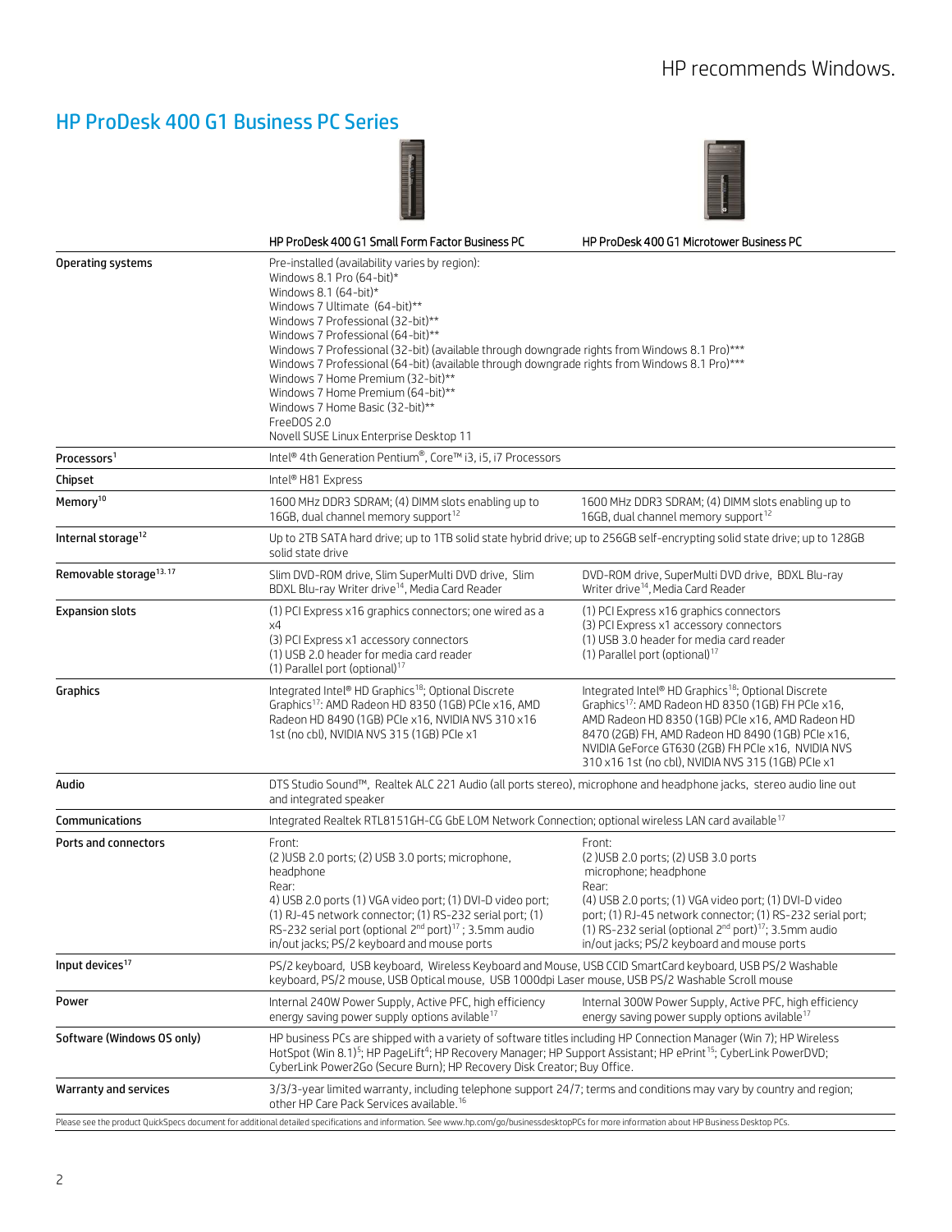HP recommends Windows.

# HP ProDesk 400 G1 Business PC Series

| | HP ProDesk 400 G1 Small Form Factor Business PC | HP ProDesk 400 G1 Microtower Business PC |
|---|---|---|
| **Operating systems** | Pre-installed (availability varies by region):<br>Windows 8.1 Pro (64-bit)*<br>Windows 8.1 (64-bit)*<br>Windows 7 Ultimate (64-bit)**<br>Windows 7 Professional (32-bit)**<br>Windows 7 Professional (64-bit)**<br>Windows 7 Professional (32-bit) (available through downgrade rights from Windows 8.1 Pro)***<br>Windows 7 Professional (64-bit) (available through downgrade rights from Windows 8.1 Pro)***<br>Windows 7 Home Premium (32-bit)**<br>Windows 7 Home Premium (64-bit)**<br>Windows 7 Home Basic (32-bit)**<br>FreeDOS 2.0<br>Novell SUSE Linux Enterprise Desktop 11 | |
| **Processors**[1] | Intel® 4th Generation Pentium®, Core™ i3, i5, i7 Processors | |
| **Chipset** | Intel® H81 Express | |
| **Memory**[10] | 1600 MHz DDR3 SDRAM; (4) DIMM slots enabling up to 16GB, dual channel memory support[12] | 1600 MHz DDR3 SDRAM; (4) DIMM slots enabling up to 16GB, dual channel memory support[12] |
| **Internal storage**[12] | Up to 2TB SATA hard drive; up to 1TB solid state hybrid drive; up to 256GB self-encrypting solid state drive; up to 128GB solid state drive | |
| **Removable storage**[13, 17] | Slim DVD-ROM drive, Slim SuperMulti DVD drive, Slim BDXL Blu-ray Writer drive[14], Media Card Reader | DVD-ROM drive, SuperMulti DVD drive, BDXL Blu-ray Writer drive[14], Media Card Reader |
| **Expansion slots** | (1) PCI Express x16 graphics connectors; one wired as a x4<br>(3) PCI Express x1 accessory connectors<br>(1) USB 2.0 header for media card reader<br>(1) Parallel port (optional)[17] | (1) PCI Express x16 graphics connectors<br>(3) PCI Express x1 accessory connectors<br>(1) USB 3.0 header for media card reader<br>(1) Parallel port (optional)[17] |
| **Graphics** | Integrated Intel® HD Graphics[18]; Optional Discrete Graphics[17]: AMD Radeon HD 8350 (1GB) PCIe x16, AMD Radeon HD 8490 (1GB) PCIe x16, NVIDIA NVS 310 x16 1st (no cbl), NVIDIA NVS 315 (1GB) PCIe x1 | Integrated Intel® HD Graphics[18]; Optional Discrete Graphics[17]: AMD Radeon HD 8350 (1GB) FH PCIe x16, AMD Radeon HD 8350 (1GB) PCIe x16, AMD Radeon HD 8470 (2GB) FH, AMD Radeon HD 8490 (1GB) PCIe x16, NVIDIA GeForce GT630 (2GB) FH PCIe x16, NVIDIA NVS 310 x16 1st (no cbl), NVIDIA NVS 315 (1GB) PCIe x1 |
| **Audio** | DTS Studio Sound™, Realtek ALC 221 Audio (all ports stereo), microphone and headphone jacks, stereo audio line out and integrated speaker | |
| **Communications** | Integrated Realtek RTL8151GH-CG GbE LOM Network Connection; optional wireless LAN card available[17] | |
| **Ports and connectors** | Front:<br>(2 )USB 2.0 ports; (2) USB 3.0 ports; microphone, headphone<br>Rear:<br>4) USB 2.0 ports (1) VGA video port; (1) DVI-D video port; (1) RJ-45 network connector; (1) RS-232 serial port; (1) RS-232 serial port (optional 2nd port)[17] ; 3.5mm audio in/out jacks; PS/2 keyboard and mouse ports | Front:<br>(2 )USB 2.0 ports; (2) USB 3.0 ports microphone; headphone<br>Rear:<br>(4) USB 2.0 ports; (1) VGA video port; (1) DVI-D video port; (1) RJ-45 network connector; (1) RS-232 serial port; (1) RS-232 serial (optional 2nd port)[17]; 3.5mm audio in/out jacks; PS/2 keyboard and mouse ports |
| **Input devices**[17] | PS/2 keyboard, USB keyboard, Wireless Keyboard and Mouse, USB CCID SmartCard keyboard, USB PS/2 Washable keyboard, PS/2 mouse, USB Optical mouse, USB 1000dpi Laser mouse, USB PS/2 Washable Scroll mouse | |
| **Power** | Internal 240W Power Supply, Active PFC, high efficiency energy saving power supply options avilable[17] | Internal 300W Power Supply, Active PFC, high efficiency energy saving power supply options avilable[17] |
| **Software (Windows OS only)** | HP business PCs are shipped with a variety of software titles including HP Connection Manager (Win 7); HP Wireless HotSpot (Win 8.1)[5]; HP PageLift[4]; HP Recovery Manager; HP Support Assistant; HP ePrint[15]; CyberLink PowerDVD; CyberLink Power2Go (Secure Burn); HP Recovery Disk Creator; Buy Office. | |
| **Warranty and services** | 3/3/3-year limited warranty, including telephone support 24/7; terms and conditions may vary by country and region; other HP Care Pack Services available.[16] | |

Please see the product QuickSpecs document for additional detailed specifications and information. See www.hp.com/go/businessdesktopPCs for more information about HP Business Desktop PCs.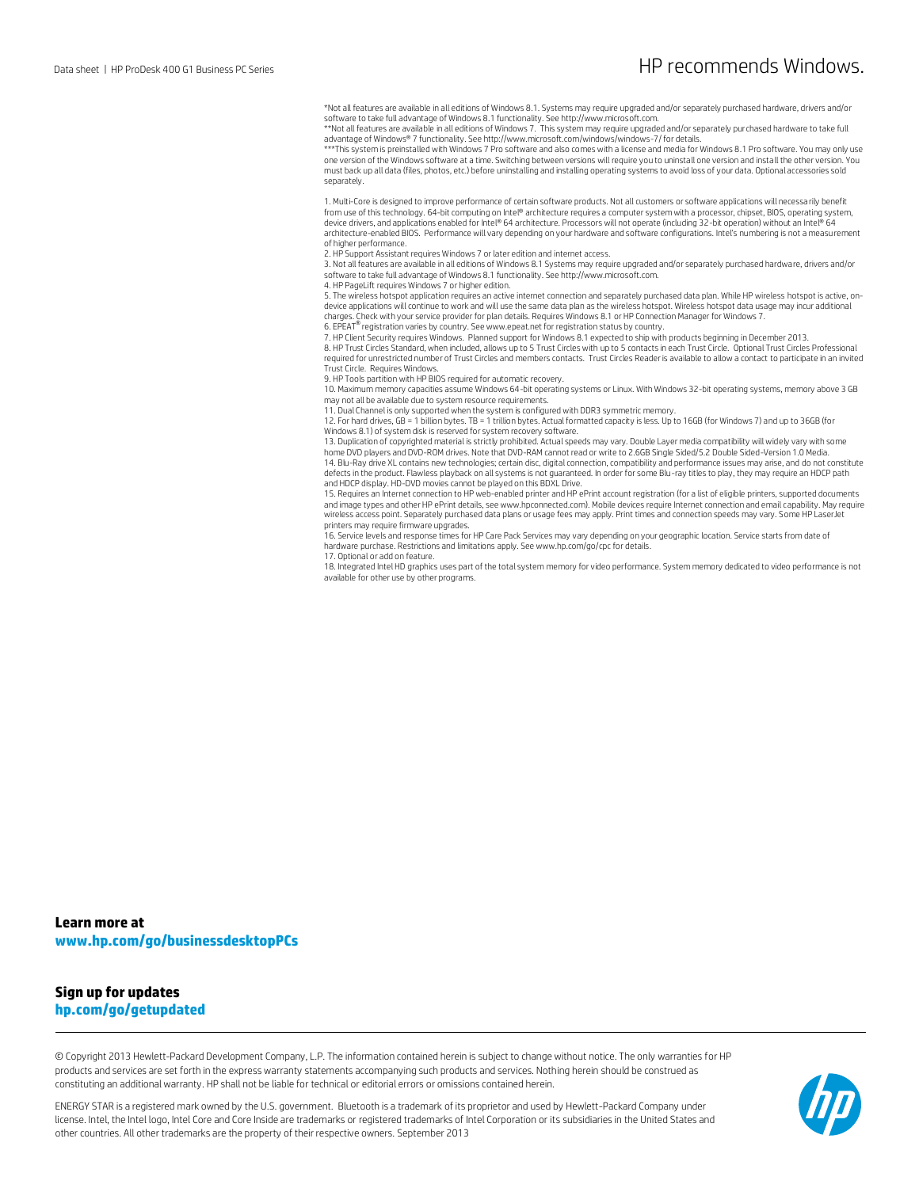*Not all features are available in all editions of Windows 8.1. Systems may require upgraded and/or separately purchased hardware, drivers and/or software to take full advantage of Windows 8.1 functionality. See http://www.microsoft.com.
**Not all features are available in all editions of Windows 7. This system may require upgraded and/or separately purchased hardware to take full advantage of Windows® 7 functionality. See http://www.microsoft.com/windows/windows-7/ for details.
***This system is preinstalled with Windows 7 Pro software and also comes with a license and media for Windows 8.1 Pro software. You may only use one version of the Windows software at a time. Switching between versions will require you to uninstall one version and install the other version. You must back up all data (files, photos, etc.) before uninstalling and installing operating systems to avoid loss of your data. Optional accessories sold separately.

1. Multi-Core is designed to improve performance of certain software products. Not all customers or software applications will necessarily benefit from use of this technology. 64-bit computing on Intel® architecture requires a computer system with a processor, chipset, BIOS, operating system, device drivers, and applications enabled for Intel® 64 architecture. Processors will not operate (including 32-bit operation) without an Intel® 64 architecture-enabled BIOS. Performance will vary depending on your hardware and software configurations. Intel's numbering is not a measurement of higher performance.
2. HP Support Assistant requires Windows 7 or later edition and internet access.
3. Not all features are available in all editions of Windows 8.1 Systems may require upgraded and/or separately purchased hardware, drivers and/or software to take full advantage of Windows 8.1 functionality. See http://www.microsoft.com.
4. HP PageLift requires Windows 7 or higher edition.
5. The wireless hotspot application requires an active internet connection and separately purchased data plan. While HP wireless hotspot is active, on-device applications will continue to work and will use the same data plan as the wireless hotspot. Wireless hotspot data usage may incur additional charges. Check with your service provider for plan details. Requires Windows 8.1 or HP Connection Manager for Windows 7.
6. EPEAT® registration varies by country. See www.epeat.net for registration status by country.
7. HP Client Security requires Windows. Planned support for Windows 8.1 expected to ship with products beginning in December 2013.
8. HP Trust Circles Standard, when included, allows up to 5 Trust Circles with up to 5 contacts in each Trust Circle. Optional Trust Circles Professional required for unrestricted number of Trust Circles and members contacts. Trust Circles Reader is available to allow a contact to participate in an invited Trust Circle. Requires Windows.
9. HP Tools partition with HP BIOS required for automatic recovery.
10. Maximum memory capacities assume Windows 64-bit operating systems or Linux. With Windows 32-bit operating systems, memory above 3 GB may not all be available due to system resource requirements.
11. Dual Channel is only supported when the system is configured with DDR3 symmetric memory.
12. For hard drives, GB = 1 billion bytes. TB = 1 trillion bytes. Actual formatted capacity is less. Up to 16GB (for Windows 7) and up to 36GB (for Windows 8.1) of system disk is reserved for system recovery software.
13. Duplication of copyrighted material is strictly prohibited. Actual speeds may vary. Double Layer media compatibility will widely vary with some home DVD players and DVD-ROM drives. Note that DVD-RAM cannot read or write to 2.6GB Single Sided/5.2 Double Sided-Version 1.0 Media.
14. Blu-Ray drive XL contains new technologies; certain disc, digital connection, compatibility and performance issues may arise, and do not constitute defects in the product. Flawless playback on all systems is not guaranteed. In order for some Blu-ray titles to play, they may require an HDCP path and HDCP display. HD-DVD movies cannot be played on this BDXL Drive.
15. Requires an Internet connection to HP web-enabled printer and HP ePrint account registration (for a list of eligible printers, supported documents and image types and other HP ePrint details, see www.hpconnected.com). Mobile devices require Internet connection and email capability. May require wireless access point. Separately purchased data plans or usage fees may apply. Print times and connection speeds may vary. Some HP LaserJet printers may require firmware upgrades.
16. Service levels and response times for HP Care Pack Services may vary depending on your geographic location. Service starts from date of hardware purchase. Restrictions and limitations apply. See www.hp.com/go/cpc for details.
17. Optional or add on feature.
18. Integrated Intel HD graphics uses part of the total system memory for video performance. System memory dedicated to video performance is not available for other use by other programs.

**Learn more at**
**www.hp.com/go/businessdesktopPCs**

**Sign up for updates**
**hp.com/go/getupdated**

© Copyright 2013 Hewlett-Packard Development Company, L.P. The information contained herein is subject to change without notice. The only warranties for HP products and services are set forth in the express warranty statements accompanying such products and services. Nothing herein should be construed as constituting an additional warranty. HP shall not be liable for technical or editorial errors or omissions contained herein.

ENERGY STAR is a registered mark owned by the U.S. government. Bluetooth is a trademark of its proprietor and used by Hewlett-Packard Company under license. Intel, the Intel logo, Intel Core and Core Inside are trademarks or registered trademarks of Intel Corporation or its subsidiaries in the United States and other countries. All other trademarks are the property of their respective owners. September 2013